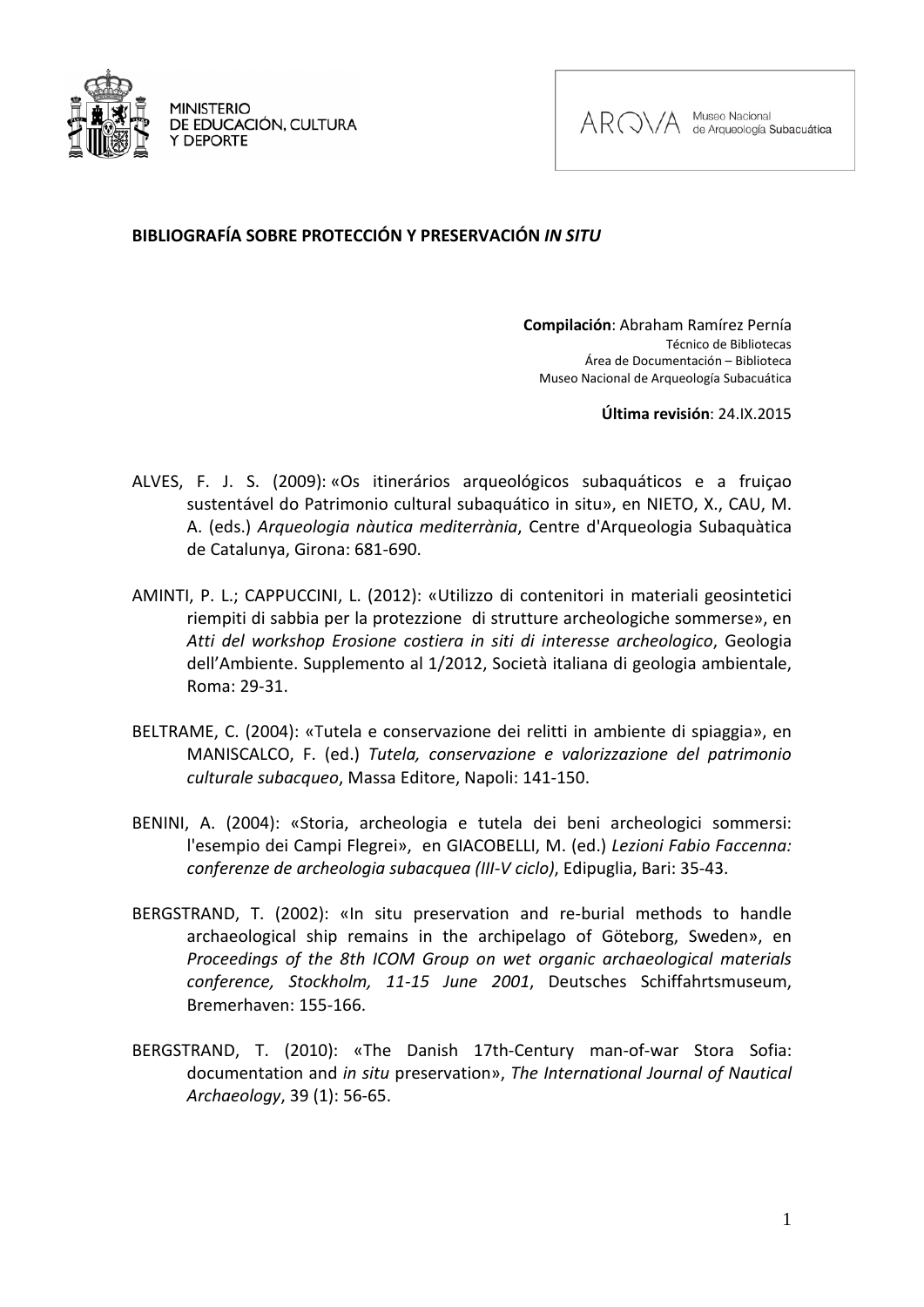MINISTERIO DE EDUCACIÓN, CULTURA Y DEPORTE

ARQVA Museo Nacional de Arqueología Subacuática

## BIBLIOGRAFÍA SOBRE PROTECCIÓN Y PRESERVACIÓN *IN SITU*

**Compilación**: Abraham Ramírez Pernía
Técnico de Bibliotecas
Área de Documentación – Biblioteca
Museo Nacional de Arqueología Subacuática

**Última revisión**: 24.IX.2015

ALVES, F. J. S. (2009): «Os itinerários arqueológicos subaquáticos e a fruiçao sustentável do Patrimonio cultural subaquático in situ», en NIETO, X., CAU, M. A. (eds.) *Arqueologia nàutica mediterrània*, Centre d'Arqueologia Subaquàtica de Catalunya, Girona: 681-690.

AMINTI, P. L.; CAPPUCCINI, L. (2012): «Utilizzo di contenitori in materiali geosintetici riempiti di sabbia per la protezzione di strutture archeologiche sommerse», en *Atti del workshop Erosione costiera in siti di interesse archeologico*, Geologia dell'Ambiente. Supplemento al 1/2012, Società italiana di geologia ambientale, Roma: 29-31.

BELTRAME, C. (2004): «Tutela e conservazione dei relitti in ambiente di spiaggia», en MANISCALCO, F. (ed.) *Tutela, conservazione e valorizzazione del patrimonio culturale subacqueo*, Massa Editore, Napoli: 141-150.

BENINI, A. (2004): «Storia, archeologia e tutela dei beni archeologici sommersi: l'esempio dei Campi Flegrei», en GIACOBELLI, M. (ed.) *Lezioni Fabio Faccenna: conferenze de archeologia subacquea (III-V ciclo)*, Edipuglia, Bari: 35-43.

BERGSTRAND, T. (2002): «In situ preservation and re-burial methods to handle archaeological ship remains in the archipelago of Göteborg, Sweden», en *Proceedings of the 8th ICOM Group on wet organic archaeological materials conference, Stockholm, 11-15 June 2001*, Deutsches Schiffahrtsmuseum, Bremerhaven: 155-166.

BERGSTRAND, T. (2010): «The Danish 17th-Century man-of-war Stora Sofia: documentation and *in situ* preservation», *The International Journal of Nautical Archaeology*, 39 (1): 56-65.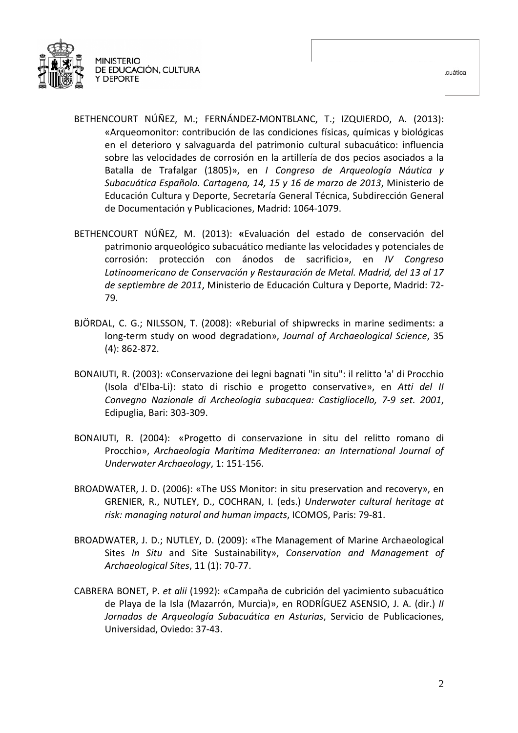BETHENCOURT NÚÑEZ, M.; FERNÁNDEZ-MONTBLANC, T.; IZQUIERDO, A. (2013): «Arqueomonitor: contribución de las condiciones físicas, químicas y biológicas en el deterioro y salvaguarda del patrimonio cultural subacuático: influencia sobre las velocidades de corrosión en la artillería de dos pecios asociados a la Batalla de Trafalgar (1805)», en *I Congreso de Arqueología Náutica y Subacuática Española. Cartagena, 14, 15 y 16 de marzo de 2013*, Ministerio de Educación Cultura y Deporte, Secretaría General Técnica, Subdirección General de Documentación y Publicaciones, Madrid: 1064-1079.

BETHENCOURT NÚÑEZ, M. (2013): **«**Evaluación del estado de conservación del patrimonio arqueológico subacuático mediante las velocidades y potenciales de corrosión: protección con ánodos de sacrificio», en *IV Congreso Latinoamericano de Conservación y Restauración de Metal. Madrid, del 13 al 17 de septiembre de 2011*, Ministerio de Educación Cultura y Deporte, Madrid: 72-79.

BJÖRDAL, C. G.; NILSSON, T. (2008): «Reburial of shipwrecks in marine sediments: a long-term study on wood degradation», *Journal of Archaeological Science*, 35 (4): 862-872.

BONAIUTI, R. (2003): «Conservazione dei legni bagnati "in situ": il relitto 'a' di Procchio (Isola d'Elba-Li): stato di rischio e progetto conservative», en *Atti del II Convegno Nazionale di Archeologia subacquea: Castigliocello, 7-9 set. 2001*, Edipuglia, Bari: 303-309.

BONAIUTI, R. (2004): «Progetto di conservazione in situ del relitto romano di Procchio», *Archaeologia Maritima Mediterranea: an International Journal of Underwater Archaeology*, 1: 151-156.

BROADWATER, J. D. (2006): «The USS Monitor: in situ preservation and recovery», en GRENIER, R., NUTLEY, D., COCHRAN, I. (eds.) *Underwater cultural heritage at risk: managing natural and human impacts*, ICOMOS, Paris: 79-81.

BROADWATER, J. D.; NUTLEY, D. (2009): «The Management of Marine Archaeological Sites *In Situ* and Site Sustainability», *Conservation and Management of Archaeological Sites*, 11 (1): 70-77.

CABRERA BONET, P. *et alii* (1992): «Campaña de cubrición del yacimiento subacuático de Playa de la Isla (Mazarrón, Murcia)», en RODRÍGUEZ ASENSIO, J. A. (dir.) *II Jornadas de Arqueología Subacuática en Asturias*, Servicio de Publicaciones, Universidad, Oviedo: 37-43.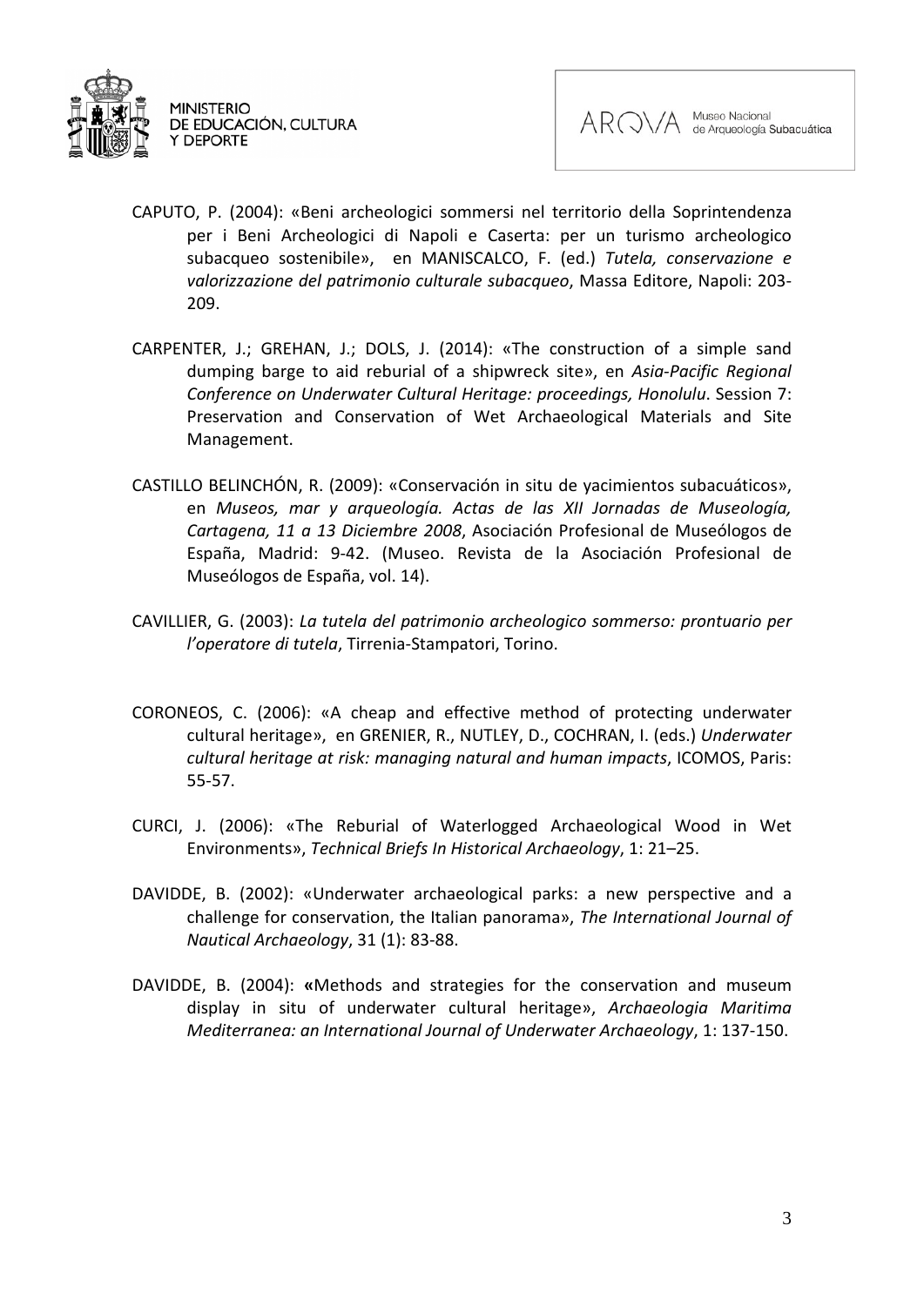CAPUTO, P. (2004): «Beni archeologici sommersi nel territorio della Soprintendenza per i Beni Archeologici di Napoli e Caserta: per un turismo archeologico subacqueo sostenibile», en MANISCALCO, F. (ed.) *Tutela, conservazione e valorizzazione del patrimonio culturale subacqueo*, Massa Editore, Napoli: 203-209.

CARPENTER, J.; GREHAN, J.; DOLS, J. (2014): «The construction of a simple sand dumping barge to aid reburial of a shipwreck site», en *Asia-Pacific Regional Conference on Underwater Cultural Heritage: proceedings, Honolulu*. Session 7: Preservation and Conservation of Wet Archaeological Materials and Site Management.

CASTILLO BELINCHÓN, R. (2009): «Conservación in situ de yacimientos subacuáticos», en *Museos, mar y arqueología. Actas de las XII Jornadas de Museología, Cartagena, 11 a 13 Diciembre 2008*, Asociación Profesional de Museólogos de España, Madrid: 9-42. (Museo. Revista de la Asociación Profesional de Museólogos de España, vol. 14).

CAVILLIER, G. (2003): *La tutela del patrimonio archeologico sommerso: prontuario per l'operatore di tutela*, Tirrenia-Stampatori, Torino.

CORONEOS, C. (2006): «A cheap and effective method of protecting underwater cultural heritage», en GRENIER, R., NUTLEY, D., COCHRAN, I. (eds.) *Underwater cultural heritage at risk: managing natural and human impacts*, ICOMOS, Paris: 55-57.

CURCI, J. (2006): «The Reburial of Waterlogged Archaeological Wood in Wet Environments», *Technical Briefs In Historical Archaeology*, 1: 21–25.

DAVIDDE, B. (2002): «Underwater archaeological parks: a new perspective and a challenge for conservation, the Italian panorama», *The International Journal of Nautical Archaeology*, 31 (1): 83-88.

DAVIDDE, B. (2004): **«**Methods and strategies for the conservation and museum display in situ of underwater cultural heritage», *Archaeologia Maritima Mediterranea: an International Journal of Underwater Archaeology*, 1: 137-150.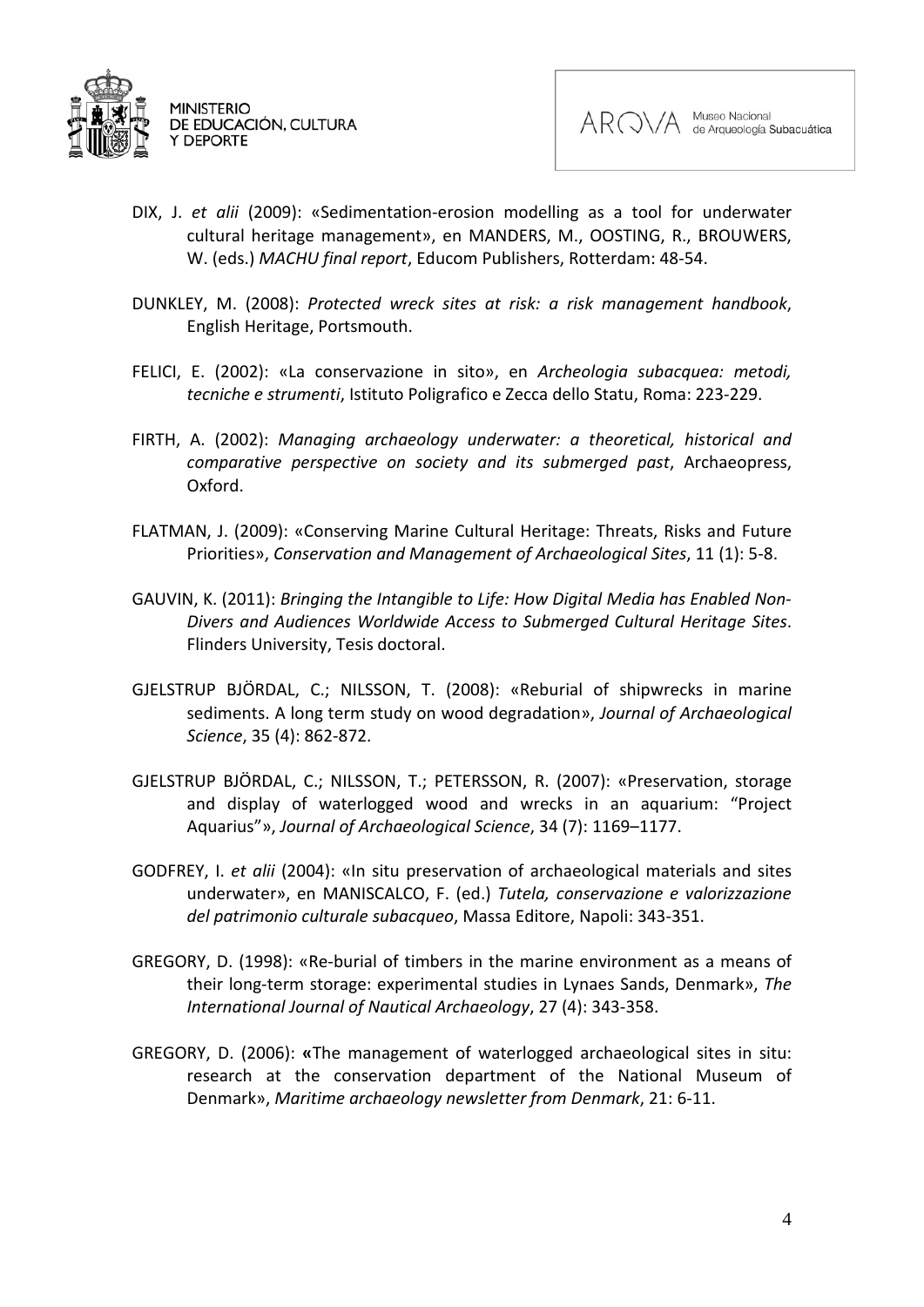DIX, J. *et alii* (2009): «Sedimentation-erosion modelling as a tool for underwater cultural heritage management», en MANDERS, M., OOSTING, R., BROUWERS, W. (eds.) *MACHU final report*, Educom Publishers, Rotterdam: 48-54.

DUNKLEY, M. (2008): *Protected wreck sites at risk: a risk management handbook*, English Heritage, Portsmouth.

FELICI, E. (2002): «La conservazione in sito», en *Archeologia subacquea: metodi, tecniche e strumenti*, Istituto Poligrafico e Zecca dello Statu, Roma: 223-229.

FIRTH, A. (2002): *Managing archaeology underwater: a theoretical, historical and comparative perspective on society and its submerged past*, Archaeopress, Oxford.

FLATMAN, J. (2009): «Conserving Marine Cultural Heritage: Threats, Risks and Future Priorities», *Conservation and Management of Archaeological Sites*, 11 (1): 5-8.

GAUVIN, K. (2011): *Bringing the Intangible to Life: How Digital Media has Enabled Non-Divers and Audiences Worldwide Access to Submerged Cultural Heritage Sites*. Flinders University, Tesis doctoral.

GJELSTRUP BJÖRDAL, C.; NILSSON, T. (2008): «Reburial of shipwrecks in marine sediments. A long term study on wood degradation», *Journal of Archaeological Science*, 35 (4): 862-872.

GJELSTRUP BJÖRDAL, C.; NILSSON, T.; PETERSSON, R. (2007): «Preservation, storage and display of waterlogged wood and wrecks in an aquarium: "Project Aquarius"», *Journal of Archaeological Science*, 34 (7): 1169–1177.

GODFREY, I. *et alii* (2004): «In situ preservation of archaeological materials and sites underwater», en MANISCALCO, F. (ed.) *Tutela, conservazione e valorizzazione del patrimonio culturale subacqueo*, Massa Editore, Napoli: 343-351.

GREGORY, D. (1998): «Re-burial of timbers in the marine environment as a means of their long-term storage: experimental studies in Lynaes Sands, Denmark», *The International Journal of Nautical Archaeology*, 27 (4): 343-358.

GREGORY, D. (2006): «The management of waterlogged archaeological sites in situ: research at the conservation department of the National Museum of Denmark», *Maritime archaeology newsletter from Denmark*, 21: 6-11.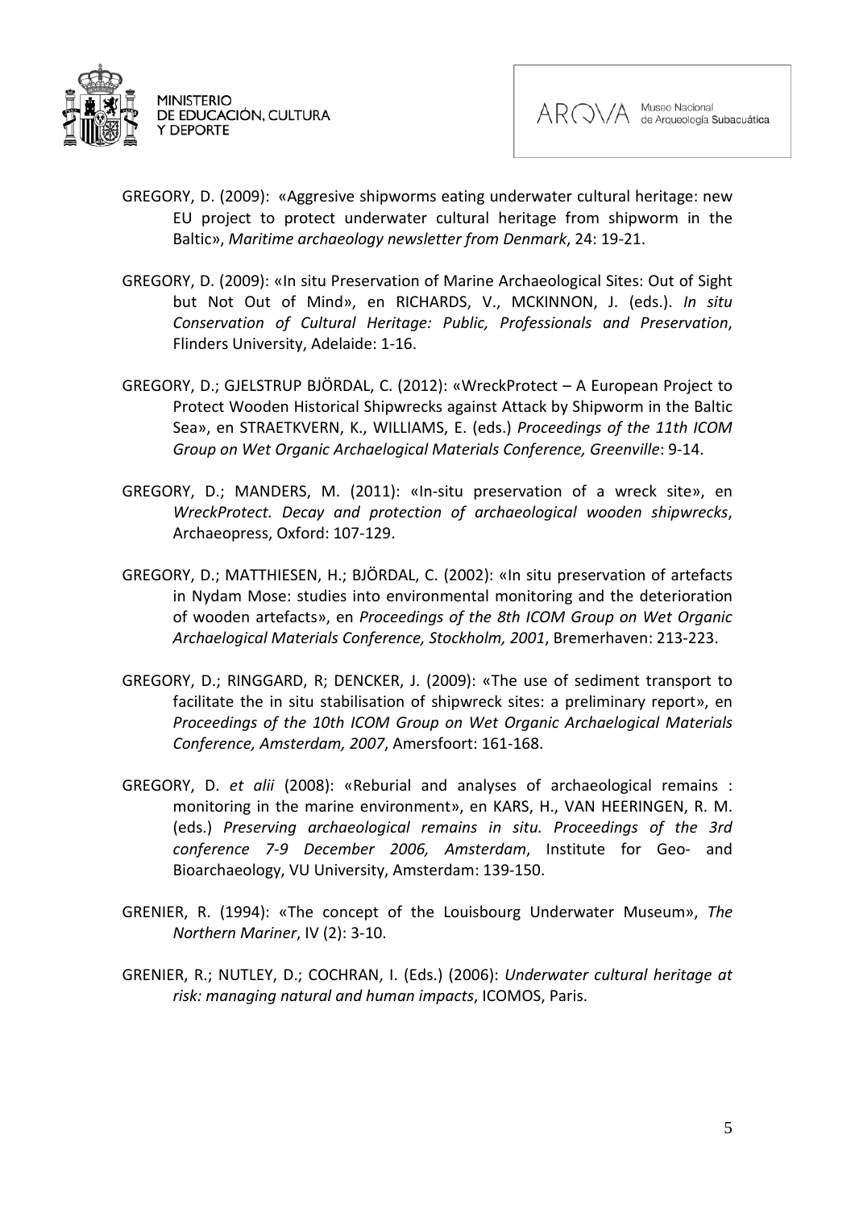GREGORY, D. (2009): «Aggresive shipworms eating underwater cultural heritage: new EU project to protect underwater cultural heritage from shipworm in the Baltic», *Maritime archaeology newsletter from Denmark*, 24: 19-21.

GREGORY, D. (2009): «In situ Preservation of Marine Archaeological Sites: Out of Sight but Not Out of Mind», en RICHARDS, V., MCKINNON, J. (eds.). *In situ Conservation of Cultural Heritage: Public, Professionals and Preservation*, Flinders University, Adelaide: 1-16.

GREGORY, D.; GJELSTRUP BJÖRDAL, C. (2012): «WreckProtect – A European Project to Protect Wooden Historical Shipwrecks against Attack by Shipworm in the Baltic Sea», en STRAETKVERN, K., WILLIAMS, E. (eds.) *Proceedings of the 11th ICOM Group on Wet Organic Archaelogical Materials Conference, Greenville*: 9-14.

GREGORY, D.; MANDERS, M. (2011): «In-situ preservation of a wreck site», en *WreckProtect. Decay and protection of archaeological wooden shipwrecks*, Archaeopress, Oxford: 107-129.

GREGORY, D.; MATTHIESEN, H.; BJÖRDAL, C. (2002): «In situ preservation of artefacts in Nydam Mose: studies into environmental monitoring and the deterioration of wooden artefacts», en *Proceedings of the 8th ICOM Group on Wet Organic Archaelogical Materials Conference, Stockholm, 2001*, Bremerhaven: 213-223.

GREGORY, D.; RINGGARD, R; DENCKER, J. (2009): «The use of sediment transport to facilitate the in situ stabilisation of shipwreck sites: a preliminary report», en *Proceedings of the 10th ICOM Group on Wet Organic Archaelogical Materials Conference, Amsterdam, 2007*, Amersfoort: 161-168.

GREGORY, D. *et alii* (2008): «Reburial and analyses of archaeological remains : monitoring in the marine environment», en KARS, H., VAN HEERINGEN, R. M. (eds.) *Preserving archaeological remains in situ. Proceedings of the 3rd conference 7-9 December 2006, Amsterdam*, Institute for Geo- and Bioarchaeology, VU University, Amsterdam: 139-150.

GRENIER, R. (1994): «The concept of the Louisbourg Underwater Museum», *The Northern Mariner*, IV (2): 3-10.

GRENIER, R.; NUTLEY, D.; COCHRAN, I. (Eds.) (2006): *Underwater cultural heritage at risk: managing natural and human impacts*, ICOMOS, Paris.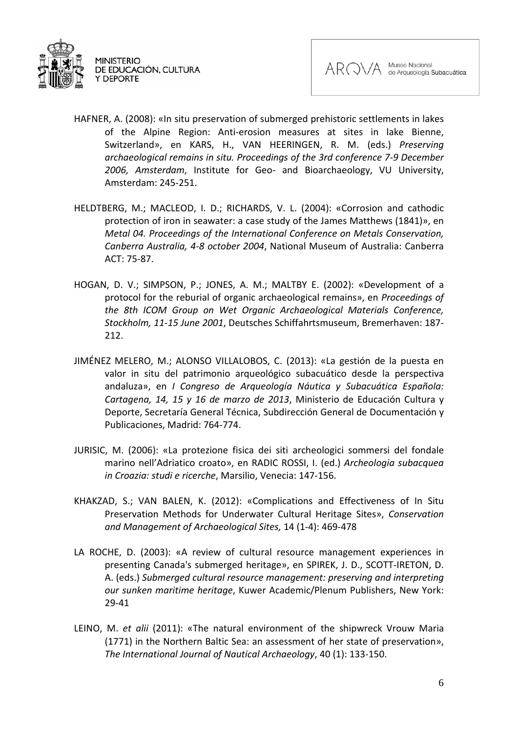HAFNER, A. (2008): «In situ preservation of submerged prehistoric settlements in lakes of the Alpine Region: Anti-erosion measures at sites in lake Bienne, Switzerland», en KARS, H., VAN HEERINGEN, R. M. (eds.) *Preserving archaeological remains in situ. Proceedings of the 3rd conference 7-9 December 2006, Amsterdam*, Institute for Geo- and Bioarchaeology, VU University, Amsterdam: 245-251.

HELDTBERG, M.; MACLEOD, I. D.; RICHARDS, V. L. (2004): «Corrosion and cathodic protection of iron in seawater: a case study of the James Matthews (1841)», en *Metal 04. Proceedings of the International Conference on Metals Conservation, Canberra Australia, 4-8 october 2004*, National Museum of Australia: Canberra ACT: 75-87.

HOGAN, D. V.; SIMPSON, P.; JONES, A. M.; MALTBY E. (2002): «Development of a protocol for the reburial of organic archaeological remains», en *Proceedings of the 8th ICOM Group on Wet Organic Archaeological Materials Conference, Stockholm, 11-15 June 2001*, Deutsches Schiffahrtsmuseum, Bremerhaven: 187-212.

JIMÉNEZ MELERO, M.; ALONSO VILLALOBOS, C. (2013): «La gestión de la puesta en valor in situ del patrimonio arqueológico subacuático desde la perspectiva andaluza», en *I Congreso de Arqueología Náutica y Subacuática Española: Cartagena, 14, 15 y 16 de marzo de 2013*, Ministerio de Educación Cultura y Deporte, Secretaría General Técnica, Subdirección General de Documentación y Publicaciones, Madrid: 764-774.

JURISIC, M. (2006): «La protezione fisica dei siti archeologici sommersi del fondale marino nell'Adriatico croato», en RADIC ROSSI, I. (ed.) *Archeologia subacquea in Croazia: studi e ricerche*, Marsilio, Venecia: 147-156.

KHAKZAD, S.; VAN BALEN, K. (2012): «Complications and Effectiveness of In Situ Preservation Methods for Underwater Cultural Heritage Sites», *Conservation and Management of Archaeological Sites,* 14 (1-4): 469-478

LA ROCHE, D. (2003): «A review of cultural resource management experiences in presenting Canada's submerged heritage», en SPIREK, J. D., SCOTT-IRETON, D. A. (eds.) *Submerged cultural resource management: preserving and interpreting our sunken maritime heritage*, Kuwer Academic/Plenum Publishers, New York: 29-41

LEINO, M. *et alii* (2011): «The natural environment of the shipwreck Vrouw Maria (1771) in the Northern Baltic Sea: an assessment of her state of preservation», *The International Journal of Nautical Archaeology*, 40 (1): 133-150.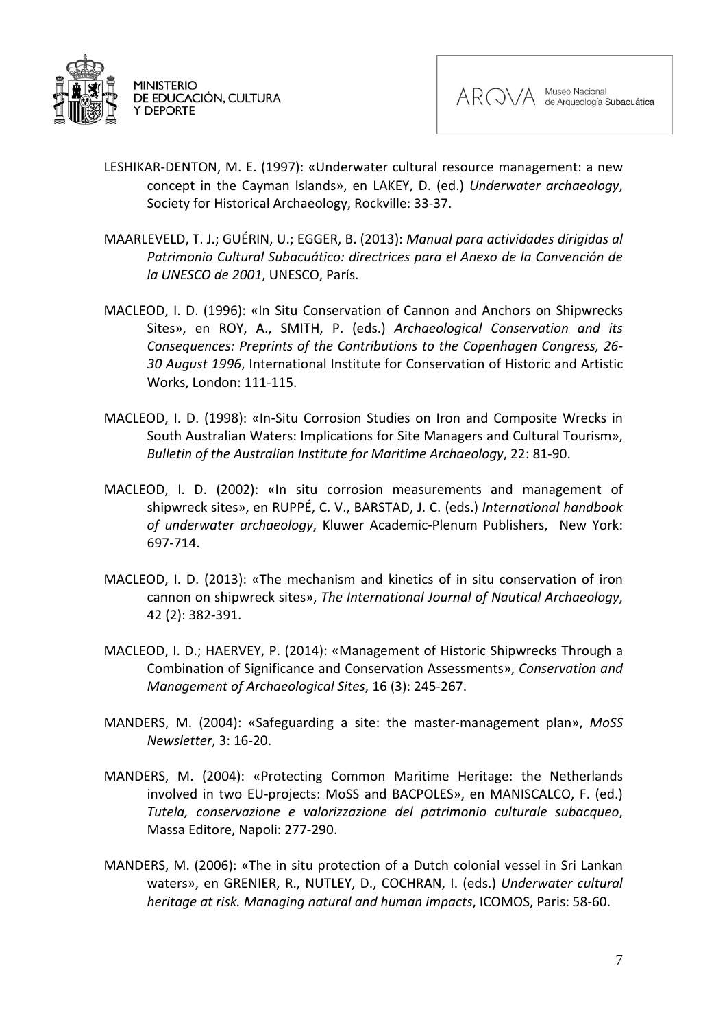LESHIKAR-DENTON, M. E. (1997): «Underwater cultural resource management: a new concept in the Cayman Islands», en LAKEY, D. (ed.) *Underwater archaeology*, Society for Historical Archaeology, Rockville: 33-37.

MAARLEVELD, T. J.; GUÉRIN, U.; EGGER, B. (2013): *Manual para actividades dirigidas al Patrimonio Cultural Subacuático: directrices para el Anexo de la Convención de la UNESCO de 2001*, UNESCO, París.

MACLEOD, I. D. (1996): «In Situ Conservation of Cannon and Anchors on Shipwrecks Sites», en ROY, A., SMITH, P. (eds.) *Archaeological Conservation and its Consequences: Preprints of the Contributions to the Copenhagen Congress, 26-30 August 1996*, International Institute for Conservation of Historic and Artistic Works, London: 111-115.

MACLEOD, I. D. (1998): «In-Situ Corrosion Studies on Iron and Composite Wrecks in South Australian Waters: Implications for Site Managers and Cultural Tourism», *Bulletin of the Australian Institute for Maritime Archaeology*, 22: 81-90.

MACLEOD, I. D. (2002): «In situ corrosion measurements and management of shipwreck sites», en RUPPÉ, C. V., BARSTAD, J. C. (eds.) *International handbook of underwater archaeology*, Kluwer Academic-Plenum Publishers, New York: 697-714.

MACLEOD, I. D. (2013): «The mechanism and kinetics of in situ conservation of iron cannon on shipwreck sites», *The International Journal of Nautical Archaeology*, 42 (2): 382-391.

MACLEOD, I. D.; HAERVEY, P. (2014): «Management of Historic Shipwrecks Through a Combination of Significance and Conservation Assessments», *Conservation and Management of Archaeological Sites*, 16 (3): 245-267.

MANDERS, M. (2004): «Safeguarding a site: the master-management plan», *MoSS Newsletter*, 3: 16-20.

MANDERS, M. (2004): «Protecting Common Maritime Heritage: the Netherlands involved in two EU-projects: MoSS and BACPOLES», en MANISCALCO, F. (ed.) *Tutela, conservazione e valorizzazione del patrimonio culturale subacqueo*, Massa Editore, Napoli: 277-290.

MANDERS, M. (2006): «The in situ protection of a Dutch colonial vessel in Sri Lankan waters», en GRENIER, R., NUTLEY, D., COCHRAN, I. (eds.) *Underwater cultural heritage at risk. Managing natural and human impacts*, ICOMOS, Paris: 58-60.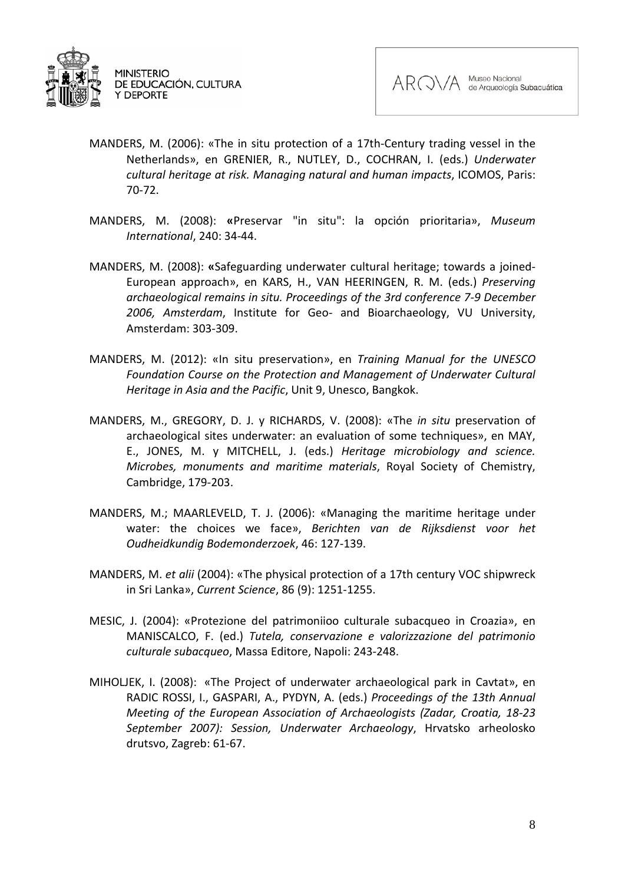MANDERS, M. (2006): «The in situ protection of a 17th-Century trading vessel in the Netherlands», en GRENIER, R., NUTLEY, D., COCHRAN, I. (eds.) *Underwater cultural heritage at risk. Managing natural and human impacts*, ICOMOS, Paris: 70-72.

MANDERS, M. (2008): **«**Preservar "in situ": la opción prioritaria», *Museum International*, 240: 34-44.

MANDERS, M. (2008): **«**Safeguarding underwater cultural heritage; towards a joined-European approach», en KARS, H., VAN HEERINGEN, R. M. (eds.) *Preserving archaeological remains in situ. Proceedings of the 3rd conference 7-9 December 2006, Amsterdam*, Institute for Geo- and Bioarchaeology, VU University, Amsterdam: 303-309.

MANDERS, M. (2012): «In situ preservation», en *Training Manual for the UNESCO Foundation Course on the Protection and Management of Underwater Cultural Heritage in Asia and the Pacific*, Unit 9, Unesco, Bangkok.

MANDERS, M., GREGORY, D. J. y RICHARDS, V. (2008): «The *in situ* preservation of archaeological sites underwater: an evaluation of some techniques», en MAY, E., JONES, M. y MITCHELL, J. (eds.) *Heritage microbiology and science. Microbes, monuments and maritime materials*, Royal Society of Chemistry, Cambridge, 179-203.

MANDERS, M.; MAARLEVELD, T. J. (2006): «Managing the maritime heritage under water: the choices we face», *Berichten van de Rijksdienst voor het Oudheidkundig Bodemonderzoek*, 46: 127-139.

MANDERS, M. *et alii* (2004): «The physical protection of a 17th century VOC shipwreck in Sri Lanka», *Current Science*, 86 (9): 1251-1255.

MESIC, J. (2004): «Protezione del patrimoniioo culturale subacqueo in Croazia», en MANISCALCO, F. (ed.) *Tutela, conservazione e valorizzazione del patrimonio culturale subacqueo*, Massa Editore, Napoli: 243-248.

MIHOLJEK, I. (2008): «The Project of underwater archaeological park in Cavtat», en RADIC ROSSI, I., GASPARI, A., PYDYN, A. (eds.) *Proceedings of the 13th Annual Meeting of the European Association of Archaeologists (Zadar, Croatia, 18-23 September 2007): Session, Underwater Archaeology*, Hrvatsko arheolosko drutsvo, Zagreb: 61-67.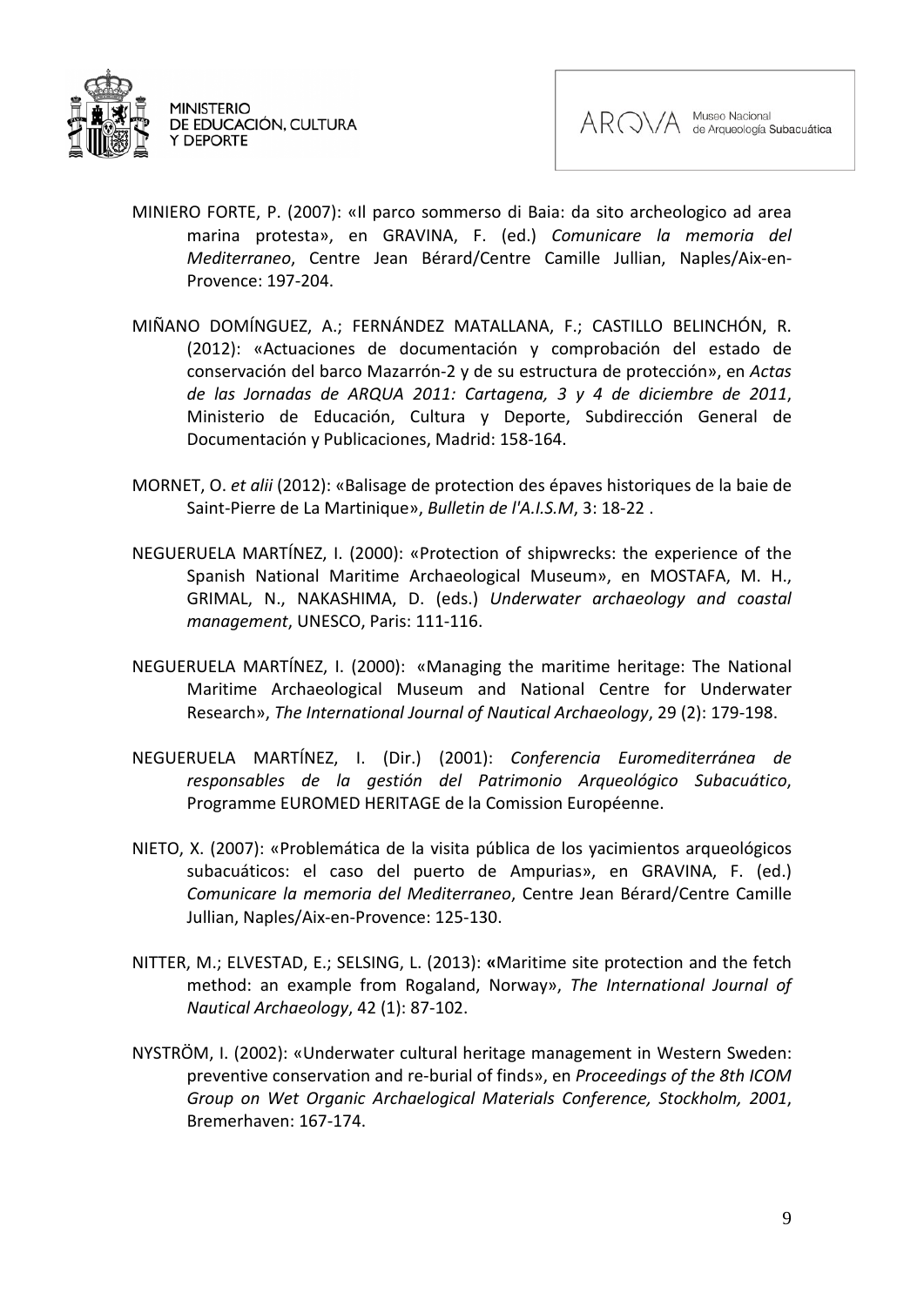MINIERO FORTE, P. (2007): «Il parco sommerso di Baia: da sito archeologico ad area marina protesta», en GRAVINA, F. (ed.) *Comunicare la memoria del Mediterraneo*, Centre Jean Bérard/Centre Camille Jullian, Naples/Aix-en-Provence: 197-204.

MIÑANO DOMÍNGUEZ, A.; FERNÁNDEZ MATALLANA, F.; CASTILLO BELINCHÓN, R. (2012): «Actuaciones de documentación y comprobación del estado de conservación del barco Mazarrón-2 y de su estructura de protección», en *Actas de las Jornadas de ARQUA 2011: Cartagena, 3 y 4 de diciembre de 2011*, Ministerio de Educación, Cultura y Deporte, Subdirección General de Documentación y Publicaciones, Madrid: 158-164.

MORNET, O. *et alii* (2012): «Balisage de protection des épaves historiques de la baie de Saint-Pierre de La Martinique», *Bulletin de l'A.I.S.M*, 3: 18-22 .

NEGUERUELA MARTÍNEZ, I. (2000): «Protection of shipwrecks: the experience of the Spanish National Maritime Archaeological Museum», en MOSTAFA, M. H., GRIMAL, N., NAKASHIMA, D. (eds.) *Underwater archaeology and coastal management*, UNESCO, Paris: 111-116.

NEGUERUELA MARTÍNEZ, I. (2000): «Managing the maritime heritage: The National Maritime Archaeological Museum and National Centre for Underwater Research», *The International Journal of Nautical Archaeology*, 29 (2): 179-198.

NEGUERUELA MARTÍNEZ, I. (Dir.) (2001): *Conferencia Euromediterránea de responsables de la gestión del Patrimonio Arqueológico Subacuático*, Programme EUROMED HERITAGE de la Comission Européenne.

NIETO, X. (2007): «Problemática de la visita pública de los yacimientos arqueológicos subacuáticos: el caso del puerto de Ampurias», en GRAVINA, F. (ed.) *Comunicare la memoria del Mediterraneo*, Centre Jean Bérard/Centre Camille Jullian, Naples/Aix-en-Provence: 125-130.

NITTER, M.; ELVESTAD, E.; SELSING, L. (2013): **«**Maritime site protection and the fetch method: an example from Rogaland, Norway», *The International Journal of Nautical Archaeology*, 42 (1): 87-102.

NYSTRÖM, I. (2002): «Underwater cultural heritage management in Western Sweden: preventive conservation and re-burial of finds», en *Proceedings of the 8th ICOM Group on Wet Organic Archaelogical Materials Conference, Stockholm, 2001*, Bremerhaven: 167-174.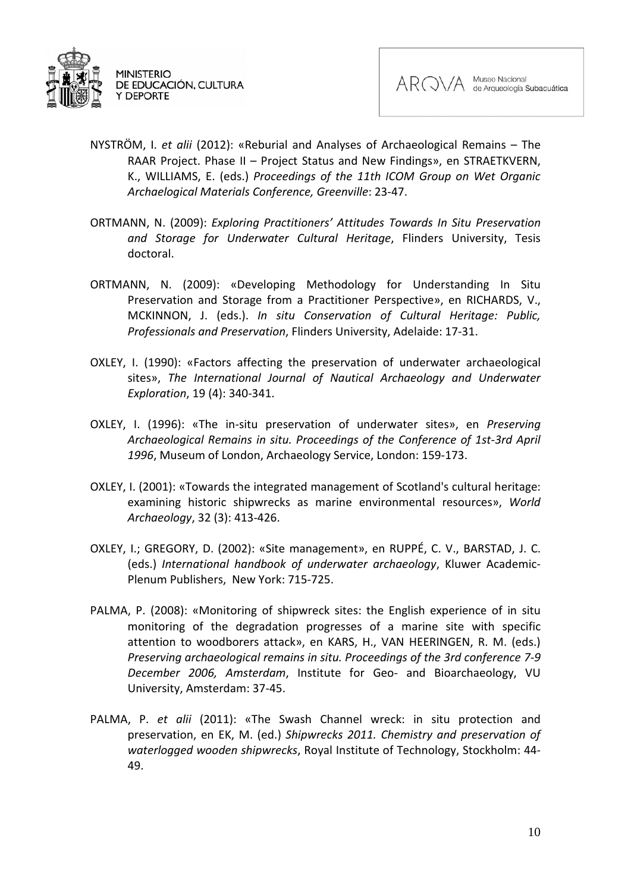NYSTRÖM, I. *et alii* (2012): «Reburial and Analyses of Archaeological Remains – The RAAR Project. Phase II – Project Status and New Findings», en STRAETKVERN, K., WILLIAMS, E. (eds.) *Proceedings of the 11th ICOM Group on Wet Organic Archaelogical Materials Conference, Greenville*: 23-47.

ORTMANN, N. (2009): *Exploring Practitioners' Attitudes Towards In Situ Preservation and Storage for Underwater Cultural Heritage*, Flinders University, Tesis doctoral.

ORTMANN, N. (2009): «Developing Methodology for Understanding In Situ Preservation and Storage from a Practitioner Perspective», en RICHARDS, V., MCKINNON, J. (eds.). *In situ Conservation of Cultural Heritage: Public, Professionals and Preservation*, Flinders University, Adelaide: 17-31.

OXLEY, I. (1990): «Factors affecting the preservation of underwater archaeological sites», *The International Journal of Nautical Archaeology and Underwater Exploration*, 19 (4): 340-341.

OXLEY, I. (1996): «The in-situ preservation of underwater sites», en *Preserving Archaeological Remains in situ. Proceedings of the Conference of 1st-3rd April 1996*, Museum of London, Archaeology Service, London: 159-173.

OXLEY, I. (2001): «Towards the integrated management of Scotland's cultural heritage: examining historic shipwrecks as marine environmental resources», *World Archaeology*, 32 (3): 413-426.

OXLEY, I.; GREGORY, D. (2002): «Site management», en RUPPÉ, C. V., BARSTAD, J. C. (eds.) *International handbook of underwater archaeology*, Kluwer Academic-Plenum Publishers, New York: 715-725.

PALMA, P. (2008): «Monitoring of shipwreck sites: the English experience of in situ monitoring of the degradation progresses of a marine site with specific attention to woodborers attack», en KARS, H., VAN HEERINGEN, R. M. (eds.) *Preserving archaeological remains in situ. Proceedings of the 3rd conference 7-9 December 2006, Amsterdam*, Institute for Geo- and Bioarchaeology, VU University, Amsterdam: 37-45.

PALMA, P. *et alii* (2011): «The Swash Channel wreck: in situ protection and preservation, en EK, M. (ed.) *Shipwrecks 2011. Chemistry and preservation of waterlogged wooden shipwrecks*, Royal Institute of Technology, Stockholm: 44-49.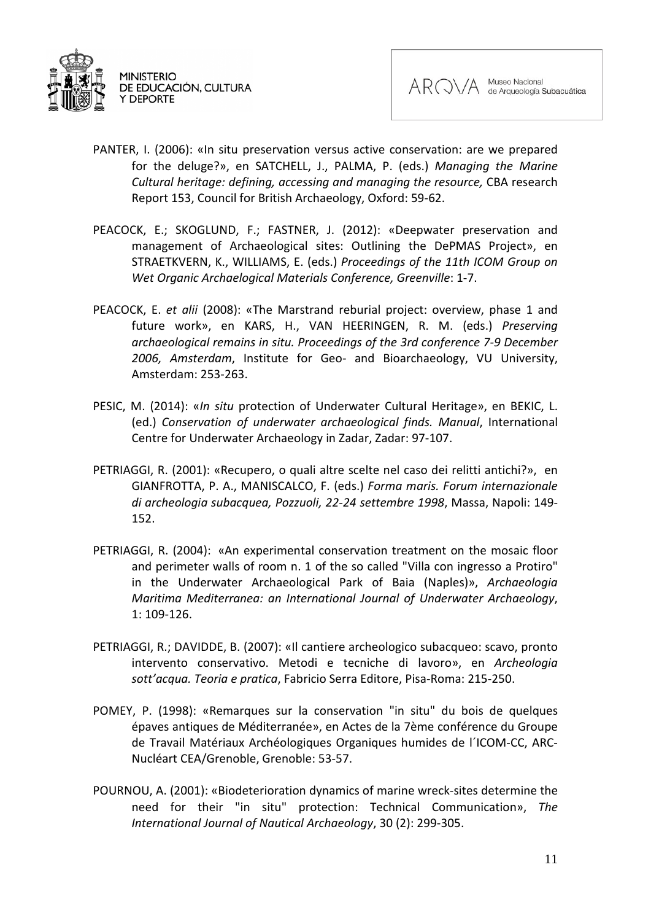PANTER, I. (2006): «In situ preservation versus active conservation: are we prepared for the deluge?», en SATCHELL, J., PALMA, P. (eds.) *Managing the Marine Cultural heritage: defining, accessing and managing the resource,* CBA research Report 153, Council for British Archaeology, Oxford: 59-62.

PEACOCK, E.; SKOGLUND, F.; FASTNER, J. (2012): «Deepwater preservation and management of Archaeological sites: Outlining the DePMAS Project», en STRAETKVERN, K., WILLIAMS, E. (eds.) *Proceedings of the 11th ICOM Group on Wet Organic Archaelogical Materials Conference, Greenville*: 1-7.

PEACOCK, E. *et alii* (2008): «The Marstrand reburial project: overview, phase 1 and future work», en KARS, H., VAN HEERINGEN, R. M. (eds.) *Preserving archaeological remains in situ. Proceedings of the 3rd conference 7-9 December 2006, Amsterdam*, Institute for Geo- and Bioarchaeology, VU University, Amsterdam: 253-263.

PESIC, M. (2014): «*In situ* protection of Underwater Cultural Heritage», en BEKIC, L. (ed.) *Conservation of underwater archaeological finds. Manual*, International Centre for Underwater Archaeology in Zadar, Zadar: 97-107.

PETRIAGGI, R. (2001): «Recupero, o quali altre scelte nel caso dei relitti antichi?», en GIANFROTTA, P. A., MANISCALCO, F. (eds.) *Forma maris. Forum internazionale di archeologia subacquea, Pozzuoli, 22-24 settembre 1998*, Massa, Napoli: 149-152.

PETRIAGGI, R. (2004): «An experimental conservation treatment on the mosaic floor and perimeter walls of room n. 1 of the so called "Villa con ingresso a Protiro" in the Underwater Archaeological Park of Baia (Naples)», *Archaeologia Maritima Mediterranea: an International Journal of Underwater Archaeology*, 1: 109-126.

PETRIAGGI, R.; DAVIDDE, B. (2007): «Il cantiere archeologico subacqueo: scavo, pronto intervento conservativo. Metodi e tecniche di lavoro», en *Archeologia sott'acqua. Teoria e pratica*, Fabricio Serra Editore, Pisa-Roma: 215-250.

POMEY, P. (1998): «Remarques sur la conservation "in situ" du bois de quelques épaves antiques de Méditerranée», en Actes de la 7ème conférence du Groupe de Travail Matériaux Archéologiques Organiques humides de l´ICOM-CC, ARC-Nucléart CEA/Grenoble, Grenoble: 53-57.

POURNOU, A. (2001): «Biodeterioration dynamics of marine wreck-sites determine the need for their "in situ" protection: Technical Communication», *The International Journal of Nautical Archaeology*, 30 (2): 299-305.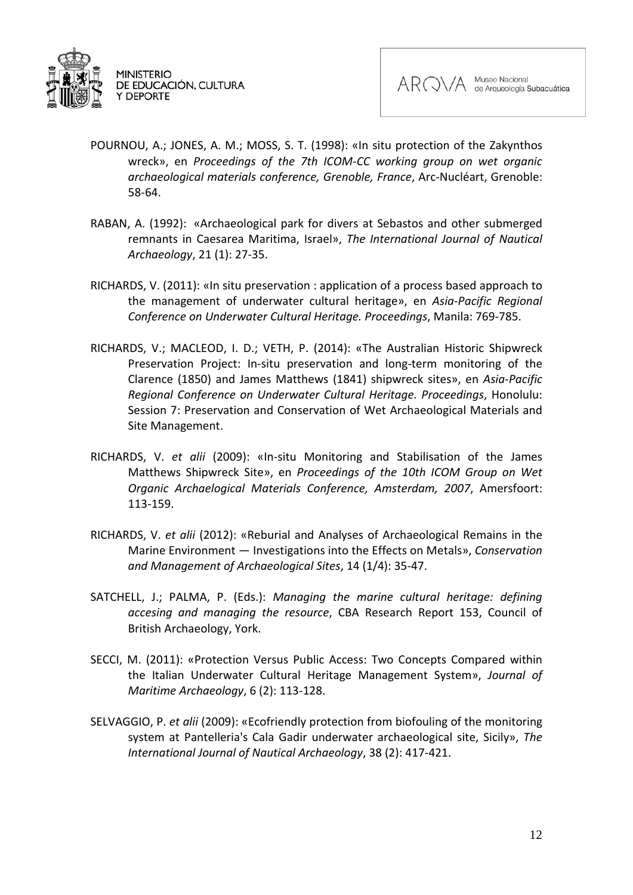POURNOU, A.; JONES, A. M.; MOSS, S. T. (1998): «In situ protection of the Zakynthos wreck», en *Proceedings of the 7th ICOM-CC working group on wet organic archaeological materials conference, Grenoble, France*, Arc-Nucléart, Grenoble: 58-64.

RABAN, A. (1992): «Archaeological park for divers at Sebastos and other submerged remnants in Caesarea Maritima, Israel», *The International Journal of Nautical Archaeology*, 21 (1): 27-35.

RICHARDS, V. (2011): «In situ preservation : application of a process based approach to the management of underwater cultural heritage», en *Asia-Pacific Regional Conference on Underwater Cultural Heritage. Proceedings*, Manila: 769-785.

RICHARDS, V.; MACLEOD, I. D.; VETH, P. (2014): «The Australian Historic Shipwreck Preservation Project: In-situ preservation and long-term monitoring of the Clarence (1850) and James Matthews (1841) shipwreck sites», en *Asia-Pacific Regional Conference on Underwater Cultural Heritage. Proceedings*, Honolulu: Session 7: Preservation and Conservation of Wet Archaeological Materials and Site Management.

RICHARDS, V. *et alii* (2009): «In-situ Monitoring and Stabilisation of the James Matthews Shipwreck Site», en *Proceedings of the 10th ICOM Group on Wet Organic Archaelogical Materials Conference, Amsterdam, 2007*, Amersfoort: 113-159.

RICHARDS, V. *et alii* (2012): «Reburial and Analyses of Archaeological Remains in the Marine Environment — Investigations into the Effects on Metals», *Conservation and Management of Archaeological Sites*, 14 (1/4): 35-47.

SATCHELL, J.; PALMA, P. (Eds.): *Managing the marine cultural heritage: defining accesing and managing the resource*, CBA Research Report 153, Council of British Archaeology, York.

SECCI, M. (2011): «Protection Versus Public Access: Two Concepts Compared within the Italian Underwater Cultural Heritage Management System», *Journal of Maritime Archaeology*, 6 (2): 113-128.

SELVAGGIO, P. *et alii* (2009): «Ecofriendly protection from biofouling of the monitoring system at Pantelleria's Cala Gadir underwater archaeological site, Sicily», *The International Journal of Nautical Archaeology*, 38 (2): 417-421.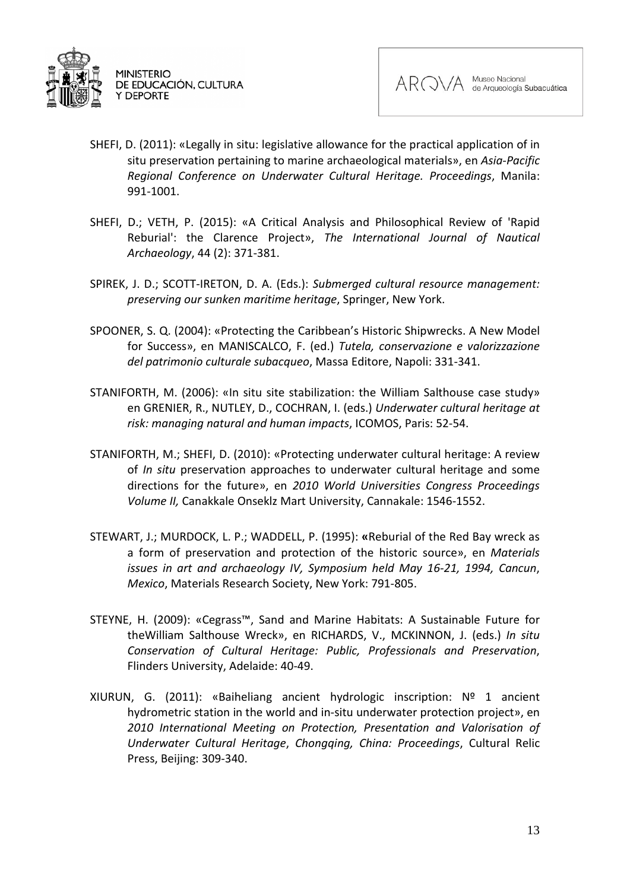SHEFI, D. (2011): «Legally in situ: legislative allowance for the practical application of in situ preservation pertaining to marine archaeological materials», en *Asia-Pacific Regional Conference on Underwater Cultural Heritage. Proceedings*, Manila: 991-1001.

SHEFI, D.; VETH, P. (2015): «A Critical Analysis and Philosophical Review of 'Rapid Reburial': the Clarence Project», *The International Journal of Nautical Archaeology*, 44 (2): 371-381.

SPIREK, J. D.; SCOTT-IRETON, D. A. (Eds.): *Submerged cultural resource management: preserving our sunken maritime heritage*, Springer, New York.

SPOONER, S. Q. (2004): «Protecting the Caribbean's Historic Shipwrecks. A New Model for Success», en MANISCALCO, F. (ed.) *Tutela, conservazione e valorizzazione del patrimonio culturale subacqueo*, Massa Editore, Napoli: 331-341.

STANIFORTH, M. (2006): «In situ site stabilization: the William Salthouse case study» en GRENIER, R., NUTLEY, D., COCHRAN, I. (eds.) *Underwater cultural heritage at risk: managing natural and human impacts*, ICOMOS, Paris: 52-54.

STANIFORTH, M.; SHEFI, D. (2010): «Protecting underwater cultural heritage: A review of *In situ* preservation approaches to underwater cultural heritage and some directions for the future», en *2010 World Universities Congress Proceedings Volume II,* Canakkale Onseklz Mart University, Cannakale: 1546-1552.

STEWART, J.; MURDOCK, L. P.; WADDELL, P. (1995): **«**Reburial of the Red Bay wreck as a form of preservation and protection of the historic source», en *Materials issues in art and archaeology IV, Symposium held May 16-21, 1994, Cancun*, *Mexico*, Materials Research Society, New York: 791-805.

STEYNE, H. (2009): «Cegrass™, Sand and Marine Habitats: A Sustainable Future for theWilliam Salthouse Wreck», en RICHARDS, V., MCKINNON, J. (eds.) *In situ Conservation of Cultural Heritage: Public, Professionals and Preservation*, Flinders University, Adelaide: 40-49.

XIURUN, G. (2011): «Baiheliang ancient hydrologic inscription: Nº 1 ancient hydrometric station in the world and in-situ underwater protection project», en *2010 International Meeting on Protection, Presentation and Valorisation of Underwater Cultural Heritage*, *Chongqing, China: Proceedings*, Cultural Relic Press, Beijing: 309-340.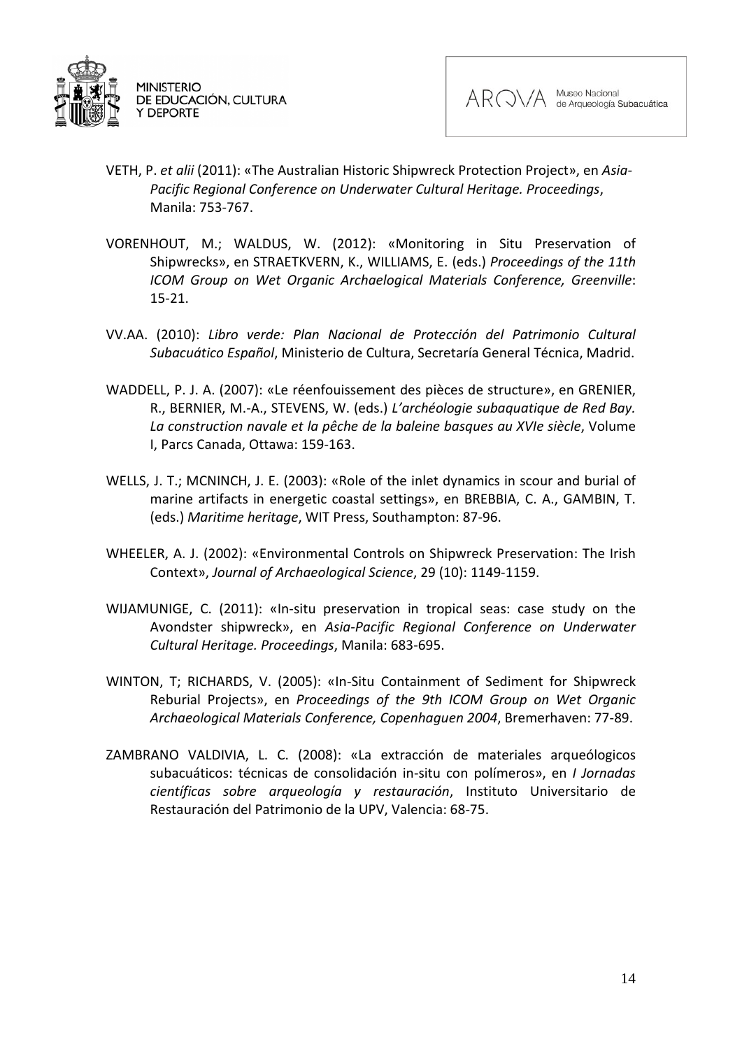VETH, P. *et alii* (2011): «The Australian Historic Shipwreck Protection Project», en *Asia-Pacific Regional Conference on Underwater Cultural Heritage. Proceedings*, Manila: 753-767.

VORENHOUT, M.; WALDUS, W. (2012): «Monitoring in Situ Preservation of Shipwrecks», en STRAETKVERN, K., WILLIAMS, E. (eds.) *Proceedings of the 11th ICOM Group on Wet Organic Archaelogical Materials Conference, Greenville*: 15-21.

VV.AA. (2010): *Libro verde: Plan Nacional de Protección del Patrimonio Cultural Subacuático Español*, Ministerio de Cultura, Secretaría General Técnica, Madrid.

WADDELL, P. J. A. (2007): «Le réenfouissement des pièces de structure», en GRENIER, R., BERNIER, M.-A., STEVENS, W. (eds.) *L'archéologie subaquatique de Red Bay. La construction navale et la pêche de la baleine basques au XVIe siècle*, Volume I, Parcs Canada, Ottawa: 159-163.

WELLS, J. T.; MCNINCH, J. E. (2003): «Role of the inlet dynamics in scour and burial of marine artifacts in energetic coastal settings», en BREBBIA, C. A., GAMBIN, T. (eds.) *Maritime heritage*, WIT Press, Southampton: 87-96.

WHEELER, A. J. (2002): «Environmental Controls on Shipwreck Preservation: The Irish Context», *Journal of Archaeological Science*, 29 (10): 1149-1159.

WIJAMUNIGE, C. (2011): «In-situ preservation in tropical seas: case study on the Avondster shipwreck», en *Asia-Pacific Regional Conference on Underwater Cultural Heritage. Proceedings*, Manila: 683-695.

WINTON, T; RICHARDS, V. (2005): «In-Situ Containment of Sediment for Shipwreck Reburial Projects», en *Proceedings of the 9th ICOM Group on Wet Organic Archaelogical Materials Conference, Copenhaguen 2004*, Bremerhaven: 77-89.

ZAMBRANO VALDIVIA, L. C. (2008): «La extracción de materiales arqueólogicos subacuáticos: técnicas de consolidación in-situ con polímeros», en *I Jornadas científicas sobre arqueología y restauración*, Instituto Universitario de Restauración del Patrimonio de la UPV, Valencia: 68-75.